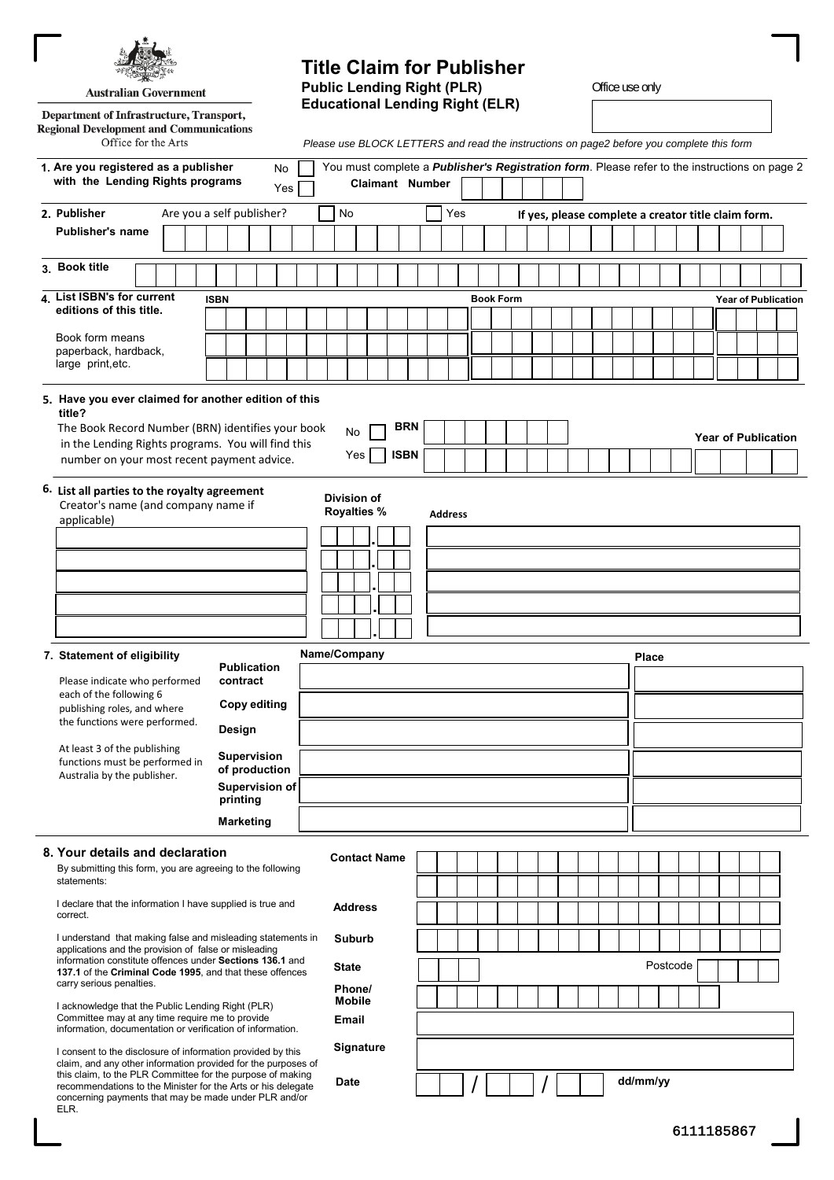Australian Government

Department of Infrastructure, Transport, Regional Development and Communications

Office for the Arts

# Title Claim for Publisher

## Public Lending Right (PLR)
## Educational Lending Right (ELR)

Office use only

*Please use BLOCK LETTERS and read the instructions on page2 before you complete this form*

**1. Are you registered as a publisher with the Lending Rights programs**

No ☐ You must complete a ***Publisher's Registration form***. Please refer to the instructions on page 2

Yes ☐ **Claimant Number**

**2. Publisher** Are you a self publisher? ☐ No ☐ Yes **If yes, please complete a creator title claim form.**

**Publisher's name**

**3. Book title**

**4. List ISBN's for current editions of this title.**

Book form means paperback, hardback, large print,etc.

| ISBN | Book Form | Year of Publication |
|---|---|---|
| | | |
| | | |
| | | |

**5. Have you ever claimed for another edition of this title?**

The Book Record Number (BRN) identifies your book in the Lending Rights programs. You will find this number on your most recent payment advice.

No ☐ **BRN**

Yes ☐ **ISBN**

**Year of Publication**

**6. List all parties to the royalty agreement**

Creator's name (and company name if applicable)

| Creator's name (and company name if applicable) | Division of Royalties % | Address |
|---|---|---|
| | . | |
| | . | |
| | . | |
| | . | |
| | . | |

**7. Statement of eligibility**

Please indicate who performed each of the following 6 publishing roles, and where the functions were performed.

At least 3 of the publishing functions must be performed in Australia by the publisher.

| | Name/Company | Place |
|---|---|---|
| **Publication contract** | | |
| **Copy editing** | | |
| **Design** | | |
| **Supervision of production** | | |
| **Supervision of printing** | | |
| **Marketing** | | |

**8. Your details and declaration**

By submitting this form, you are agreeing to the following statements:

I declare that the information I have supplied is true and correct.

I understand that making false and misleading statements in applications and the provision of false or misleading information constitute offences under **Sections 136.1** and **137.1** of the **Criminal Code 1995**, and that these offences carry serious penalties.

I acknowledge that the Public Lending Right (PLR) Committee may at any time require me to provide information, documentation or verification of information.

I consent to the disclosure of information provided by this claim, and any other information provided for the purposes of this claim, to the PLR Committee for the purpose of making recommendations to the Minister for the Arts or his delegate concerning payments that may be made under PLR and/or ELR.

**Contact Name**

**Address**

**Suburb**

**State** Postcode

**Phone/ Mobile**

**Email**

**Signature**

**Date** / / dd/mm/yy

6111185867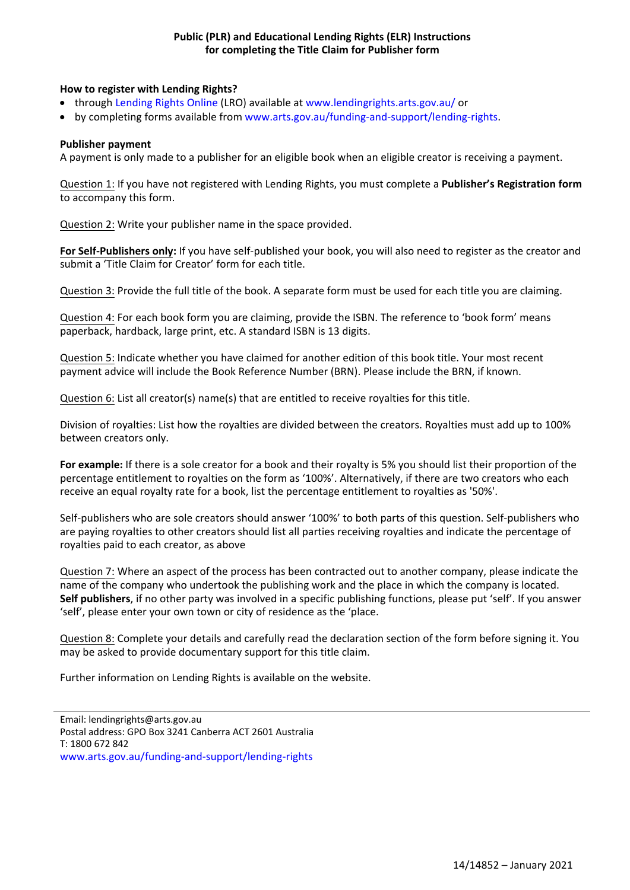**Public (PLR) and Educational Lending Rights (ELR) Instructions**
**for completing the Title Claim for Publisher form**

**How to register with Lending Rights?**

- through Lending Rights Online (LRO) available at www.lendingrights.arts.gov.au/ or
- by completing forms available from www.arts.gov.au/funding-and-support/lending-rights.

**Publisher payment**

A payment is only made to a publisher for an eligible book when an eligible creator is receiving a payment.

Question 1: If you have not registered with Lending Rights, you must complete a **Publisher's Registration form** to accompany this form.

Question 2: Write your publisher name in the space provided.

**For Self-Publishers only:** If you have self-published your book, you will also need to register as the creator and submit a 'Title Claim for Creator' form for each title.

Question 3: Provide the full title of the book. A separate form must be used for each title you are claiming.

Question 4: For each book form you are claiming, provide the ISBN. The reference to 'book form' means paperback, hardback, large print, etc. A standard ISBN is 13 digits.

Question 5: Indicate whether you have claimed for another edition of this book title. Your most recent payment advice will include the Book Reference Number (BRN). Please include the BRN, if known.

Question 6: List all creator(s) name(s) that are entitled to receive royalties for this title.

Division of royalties: List how the royalties are divided between the creators. Royalties must add up to 100% between creators only.

**For example:** If there is a sole creator for a book and their royalty is 5% you should list their proportion of the percentage entitlement to royalties on the form as '100%'. Alternatively, if there are two creators who each receive an equal royalty rate for a book, list the percentage entitlement to royalties as '50%'.

Self-publishers who are sole creators should answer '100%' to both parts of this question. Self-publishers who are paying royalties to other creators should list all parties receiving royalties and indicate the percentage of royalties paid to each creator, as above

Question 7: Where an aspect of the process has been contracted out to another company, please indicate the name of the company who undertook the publishing work and the place in which the company is located. **Self publishers**, if no other party was involved in a specific publishing functions, please put 'self'. If you answer 'self', please enter your own town or city of residence as the 'place.

Question 8: Complete your details and carefully read the declaration section of the form before signing it. You may be asked to provide documentary support for this title claim.

Further information on Lending Rights is available on the website.

---

Email: lendingrights@arts.gov.au
Postal address: GPO Box 3241 Canberra ACT 2601 Australia
T: 1800 672 842
www.arts.gov.au/funding-and-support/lending-rights

14/14852 – January 2021